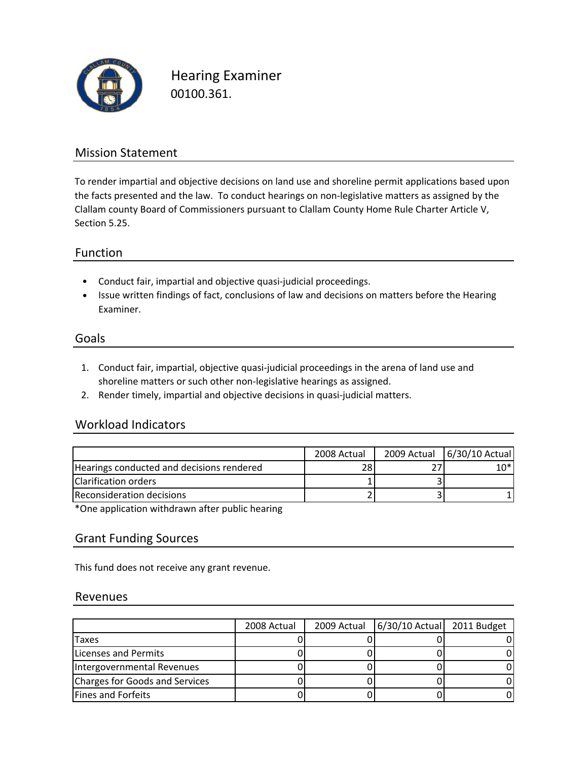# Hearing Examiner

00100.361.

## Mission Statement

To render impartial and objective decisions on land use and shoreline permit applications based upon the facts presented and the law. To conduct hearings on non-legislative matters as assigned by the Clallam county Board of Commissioners pursuant to Clallam County Home Rule Charter Article V, Section 5.25.

## Function

- Conduct fair, impartial and objective quasi-judicial proceedings.
- Issue written findings of fact, conclusions of law and decisions on matters before the Hearing Examiner.

## Goals

1. Conduct fair, impartial, objective quasi-judicial proceedings in the arena of land use and shoreline matters or such other non-legislative hearings as assigned.
2. Render timely, impartial and objective decisions in quasi-judicial matters.

## Workload Indicators

| | 2008 Actual | 2009 Actual | 6/30/10 Actual |
|---|---|---|---|
| Hearings conducted and decisions rendered | 28 | 27 | 10* |
| Clarification orders | 1 | 3 | |
| Reconsideration decisions | 2 | 3 | 1 |

*One application withdrawn after public hearing

## Grant Funding Sources

This fund does not receive any grant revenue.

## Revenues

| | 2008 Actual | 2009 Actual | 6/30/10 Actual | 2011 Budget |
|---|---|---|---|---|
| Taxes | 0 | 0 | 0 | 0 |
| Licenses and Permits | 0 | 0 | 0 | 0 |
| Intergovernmental Revenues | 0 | 0 | 0 | 0 |
| Charges for Goods and Services | 0 | 0 | 0 | 0 |
| Fines and Forfeits | 0 | 0 | 0 | 0 |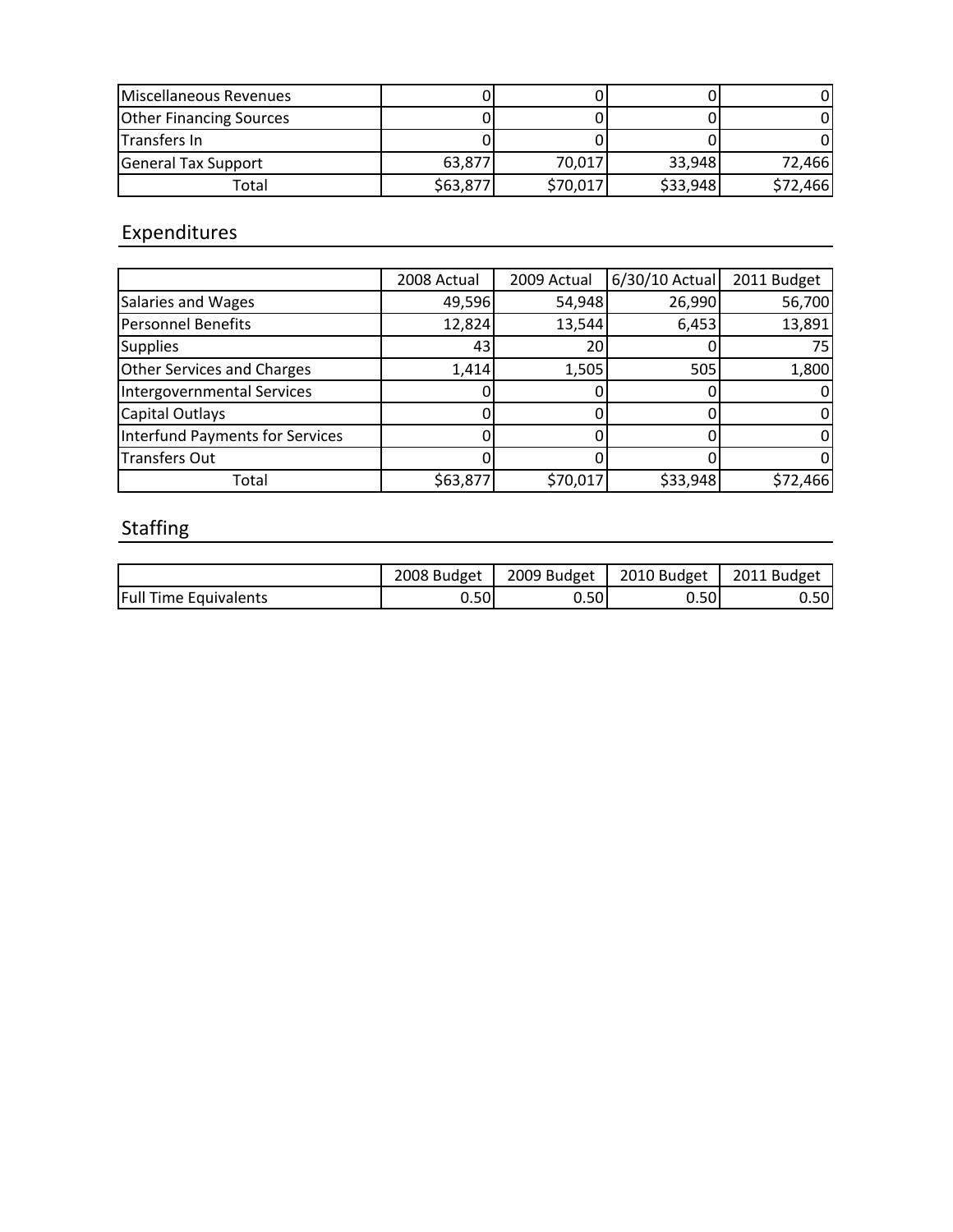| | | | | |
|---|---|---|---|---|
| Miscellaneous Revenues | 0 | 0 | 0 | 0 |
| Other Financing Sources | 0 | 0 | 0 | 0 |
| Transfers In | 0 | 0 | 0 | 0 |
| General Tax Support | 63,877 | 70,017 | 33,948 | 72,466 |
| Total | $63,877 | $70,017 | $33,948 | $72,466 |

## Expenditures

| | 2008 Actual | 2009 Actual | 6/30/10 Actual | 2011 Budget |
|---|---|---|---|---|
| Salaries and Wages | 49,596 | 54,948 | 26,990 | 56,700 |
| Personnel Benefits | 12,824 | 13,544 | 6,453 | 13,891 |
| Supplies | 43 | 20 | 0 | 75 |
| Other Services and Charges | 1,414 | 1,505 | 505 | 1,800 |
| Intergovernmental Services | 0 | 0 | 0 | 0 |
| Capital Outlays | 0 | 0 | 0 | 0 |
| Interfund Payments for Services | 0 | 0 | 0 | 0 |
| Transfers Out | 0 | 0 | 0 | 0 |
| Total | $63,877 | $70,017 | $33,948 | $72,466 |

## Staffing

| | 2008 Budget | 2009 Budget | 2010 Budget | 2011 Budget |
|---|---|---|---|---|
| Full Time Equivalents | 0.50 | 0.50 | 0.50 | 0.50 |